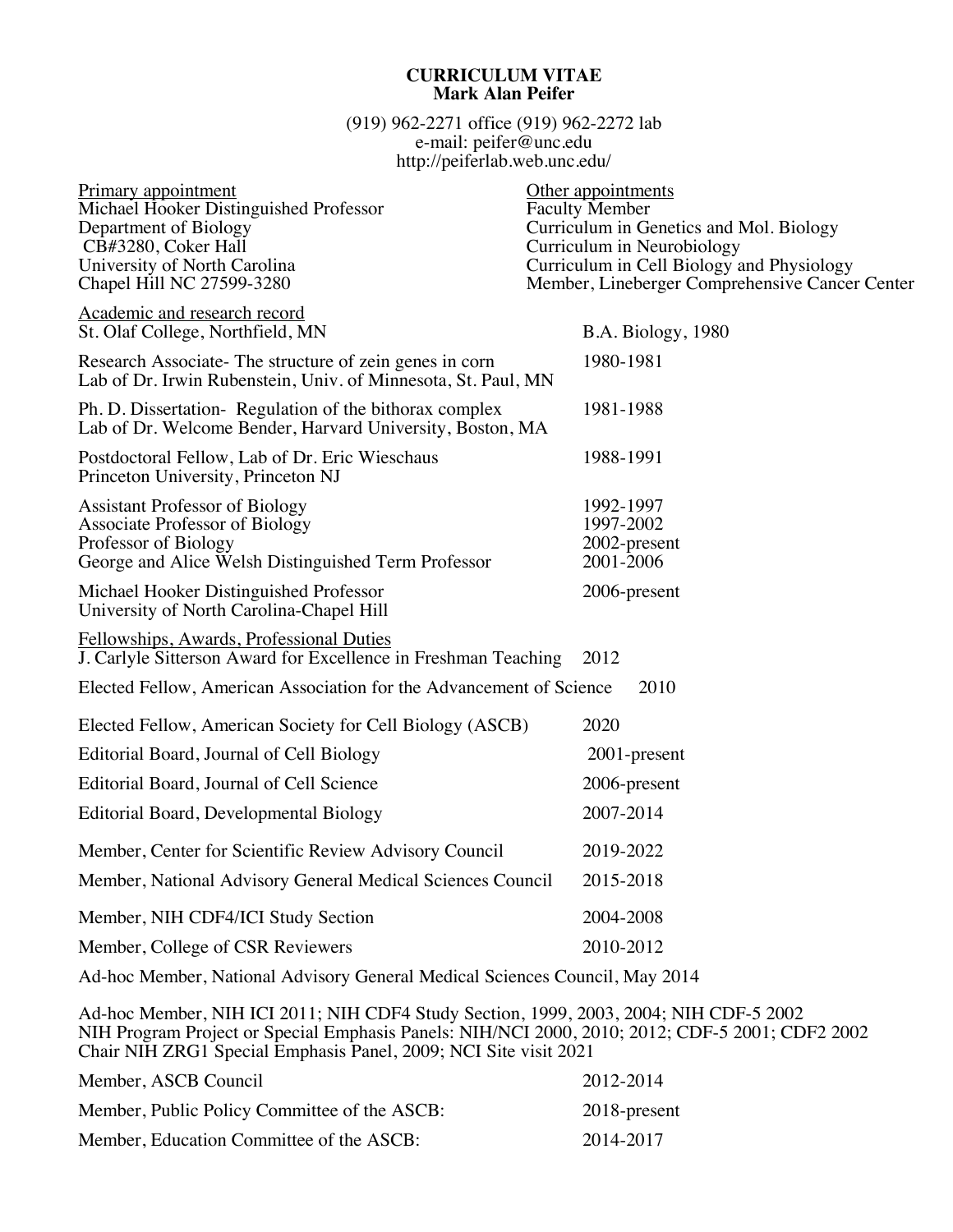# CURRICULUM VITAE
## Mark Alan Peifer

(919) 962-2271 office (919) 962-2272 lab
e-mail: peifer@unc.edu
http://peiferlab.web.unc.edu/

**Primary appointment**
Michael Hooker Distinguished Professor
Department of Biology
CB#3280, Coker Hall
University of North Carolina
Chapel Hill NC 27599-3280

**Other appointments**
Faculty Member
Curriculum in Genetics and Mol. Biology
Curriculum in Neurobiology
Curriculum in Cell Biology and Physiology
Member, Lineberger Comprehensive Cancer Center

**Academic and research record**

| | |
|---|---|
| St. Olaf College, Northfield, MN | B.A. Biology, 1980 |
| Research Associate- The structure of zein genes in corn<br>Lab of Dr. Irwin Rubenstein, Univ. of Minnesota, St. Paul, MN | 1980-1981 |
| Ph. D. Dissertation- Regulation of the bithorax complex<br>Lab of Dr. Welcome Bender, Harvard University, Boston, MA | 1981-1988 |
| Postdoctoral Fellow, Lab of Dr. Eric Wieschaus<br>Princeton University, Princeton NJ | 1988-1991 |
| Assistant Professor of Biology | 1992-1997 |
| Associate Professor of Biology | 1997-2002 |
| Professor of Biology | 2002-present |
| George and Alice Welsh Distinguished Term Professor | 2001-2006 |
| Michael Hooker Distinguished Professor<br>University of North Carolina-Chapel Hill | 2006-present |

**Fellowships, Awards, Professional Duties**

| | |
|---|---|
| J. Carlyle Sitterson Award for Excellence in Freshman Teaching | 2012 |
| Elected Fellow, American Association for the Advancement of Science | 2010 |
| Elected Fellow, American Society for Cell Biology (ASCB) | 2020 |
| Editorial Board, Journal of Cell Biology | 2001-present |
| Editorial Board, Journal of Cell Science | 2006-present |
| Editorial Board, Developmental Biology | 2007-2014 |
| Member, Center for Scientific Review Advisory Council | 2019-2022 |
| Member, National Advisory General Medical Sciences Council | 2015-2018 |
| Member, NIH CDF4/ICI Study Section | 2004-2008 |
| Member, College of CSR Reviewers | 2010-2012 |

Ad-hoc Member, National Advisory General Medical Sciences Council, May 2014

Ad-hoc Member, NIH ICI 2011; NIH CDF4 Study Section, 1999, 2003, 2004; NIH CDF-5 2002
NIH Program Project or Special Emphasis Panels: NIH/NCI 2000, 2010; 2012; CDF-5 2001; CDF2 2002
Chair NIH ZRG1 Special Emphasis Panel, 2009; NCI Site visit 2021

| | |
|---|---|
| Member, ASCB Council | 2012-2014 |
| Member, Public Policy Committee of the ASCB: | 2018-present |
| Member, Education Committee of the ASCB: | 2014-2017 |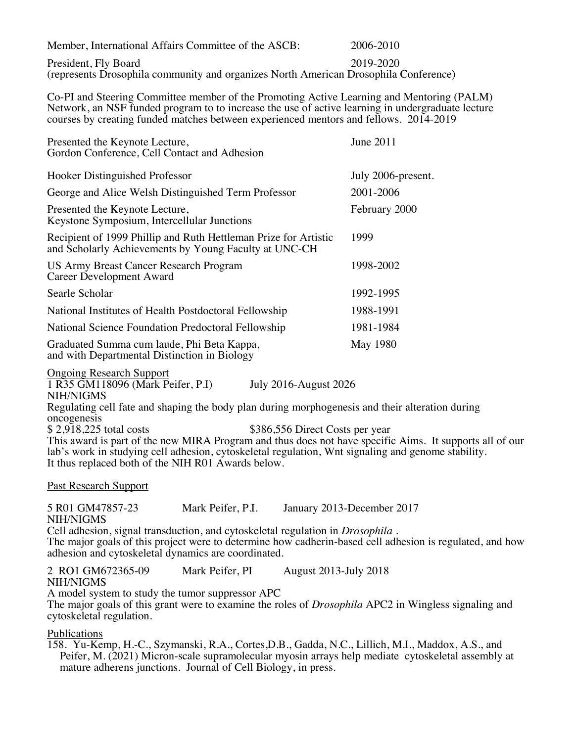| | |
|---|---|
| Member, International Affairs Committee of the ASCB: | 2006-2010 |
| President, Fly Board<br>(represents Drosophila community and organizes North American Drosophila Conference) | 2019-2020 |

Co-PI and Steering Committee member of the Promoting Active Learning and Mentoring (PALM) Network, an NSF funded program to to increase the use of active learning in undergraduate lecture courses by creating funded matches between experienced mentors and fellows. 2014-2019

| | |
|---|---|
| Presented the Keynote Lecture,<br>Gordon Conference, Cell Contact and Adhesion | June 2011 |
| Hooker Distinguished Professor | July 2006-present. |
| George and Alice Welsh Distinguished Term Professor | 2001-2006 |
| Presented the Keynote Lecture,<br>Keystone Symposium, Intercellular Junctions | February 2000 |
| Recipient of 1999 Phillip and Ruth Hettleman Prize for Artistic and Scholarly Achievements by Young Faculty at UNC-CH | 1999 |
| US Army Breast Cancer Research Program<br>Career Development Award | 1998-2002 |
| Searle Scholar | 1992-1995 |
| National Institutes of Health Postdoctoral Fellowship | 1988-1991 |
| National Science Foundation Predoctoral Fellowship | 1981-1984 |
| Graduated Summa cum laude, Phi Beta Kappa,<br>and with Departmental Distinction in Biology | May 1980 |

Ongoing Research Support

1 R35 GM118096 (Mark Peifer, P.I)  July 2016-August 2026
NIH/NIGMS
Regulating cell fate and shaping the body plan during morphogenesis and their alteration during oncogenesis
$ 2,918,225 total costs  $386,556 Direct Costs per year
This award is part of the new MIRA Program and thus does not have specific Aims. It supports all of our lab's work in studying cell adhesion, cytoskeletal regulation, Wnt signaling and genome stability. It thus replaced both of the NIH R01 Awards below.

Past Research Support

5 R01 GM47857-23  Mark Peifer, P.I.  January 2013-December 2017
NIH/NIGMS
Cell adhesion, signal transduction, and cytoskeletal regulation in *Drosophila* .
The major goals of this project were to determine how cadherin-based cell adhesion is regulated, and how adhesion and cytoskeletal dynamics are coordinated.

2 RO1 GM672365-09  Mark Peifer, PI  August 2013-July 2018
NIH/NIGMS
A model system to study the tumor suppressor APC
The major goals of this grant were to examine the roles of *Drosophila* APC2 in Wingless signaling and cytoskeletal regulation.

Publications

158. Yu-Kemp, H.-C., Szymanski, R.A., Cortes,D.B., Gadda, N.C., Lillich, M.I., Maddox, A.S., and Peifer, M. (2021) Micron-scale supramolecular myosin arrays help mediate cytoskeletal assembly at mature adherens junctions. Journal of Cell Biology, in press.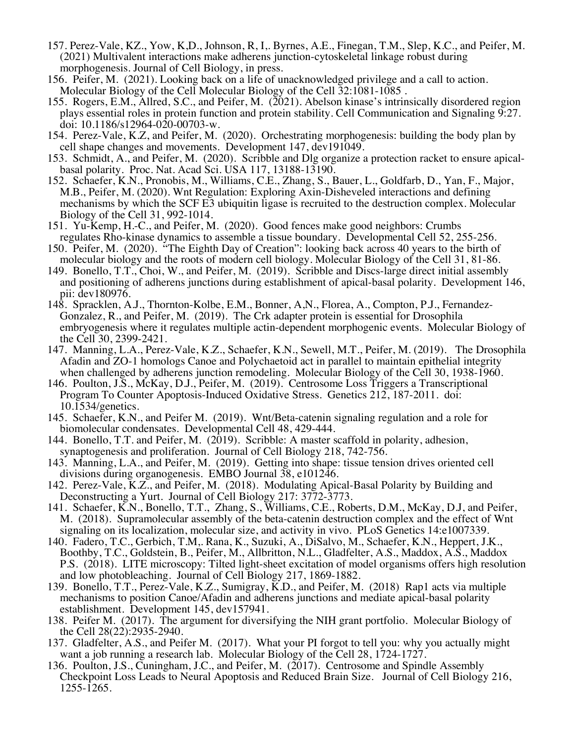157. Perez-Vale, KZ., Yow, K,D., Johnson, R, I,. Byrnes, A.E., Finegan, T.M., Slep, K.C., and Peifer, M. (2021) Multivalent interactions make adherens junction-cytoskeletal linkage robust during morphogenesis. Journal of Cell Biology, in press.

156. Peifer, M. (2021). Looking back on a life of unacknowledged privilege and a call to action. Molecular Biology of the Cell Molecular Biology of the Cell 32:1081-1085 .

155. Rogers, E.M., Allred, S.C., and Peifer, M. (2021). Abelson kinase's intrinsically disordered region plays essential roles in protein function and protein stability. Cell Communication and Signaling 9:27. doi: 10.1186/s12964-020-00703-w.

154. Perez-Vale, K.Z, and Peifer, M. (2020). Orchestrating morphogenesis: building the body plan by cell shape changes and movements. Development 147, dev191049.

153. Schmidt, A., and Peifer, M. (2020). Scribble and Dlg organize a protection racket to ensure apical-basal polarity. Proc. Nat. Acad Sci. USA 117, 13188-13190.

152. Schaefer, K.N., Pronobis, M., Williams, C.E., Zhang, S., Bauer, L., Goldfarb, D., Yan, F., Major, M.B., Peifer, M. (2020). Wnt Regulation: Exploring Axin-Disheveled interactions and defining mechanisms by which the SCF E3 ubiquitin ligase is recruited to the destruction complex. Molecular Biology of the Cell 31, 992-1014.

151. Yu-Kemp, H.-C., and Peifer, M. (2020). Good fences make good neighbors: Crumbs regulates Rho-kinase dynamics to assemble a tissue boundary. Developmental Cell 52, 255-256.

150. Peifer, M. (2020). "The Eighth Day of Creation": looking back across 40 years to the birth of molecular biology and the roots of modern cell biology. Molecular Biology of the Cell 31, 81-86.

149. Bonello, T.T., Choi, W., and Peifer, M. (2019). Scribble and Discs-large direct initial assembly and positioning of adherens junctions during establishment of apical-basal polarity. Development 146, pii: dev180976.

148. Spracklen, A.J., Thornton-Kolbe, E.M., Bonner, A,N., Florea, A., Compton, P.J., Fernandez-Gonzalez, R., and Peifer, M. (2019). The Crk adapter protein is essential for Drosophila embryogenesis where it regulates multiple actin-dependent morphogenic events. Molecular Biology of the Cell 30, 2399-2421.

147. Manning, L.A., Perez-Vale, K.Z., Schaefer, K.N., Sewell, M.T., Peifer, M. (2019). The Drosophila Afadin and ZO-1 homologs Canoe and Polychaetoid act in parallel to maintain epithelial integrity when challenged by adherens junction remodeling. Molecular Biology of the Cell 30, 1938-1960.

146. Poulton, J.S., McKay, D.J., Peifer, M. (2019). Centrosome Loss Triggers a Transcriptional Program To Counter Apoptosis-Induced Oxidative Stress. Genetics 212, 187-2011. doi: 10.1534/genetics.

145. Schaefer, K.N., and Peifer M. (2019). Wnt/Beta-catenin signaling regulation and a role for biomolecular condensates. Developmental Cell 48, 429-444.

144. Bonello, T.T. and Peifer, M. (2019). Scribble: A master scaffold in polarity, adhesion, synaptogenesis and proliferation. Journal of Cell Biology 218, 742-756.

143. Manning, L.A., and Peifer, M. (2019). Getting into shape: tissue tension drives oriented cell divisions during organogenesis. EMBO Journal 38, e101246.

142. Perez-Vale, K.Z., and Peifer, M. (2018). Modulating Apical-Basal Polarity by Building and Deconstructing a Yurt. Journal of Cell Biology 217: 3772-3773.

141. Schaefer, K.N., Bonello, T.T., Zhang, S., Williams, C.E., Roberts, D.M., McKay, D.J, and Peifer, M. (2018). Supramolecular assembly of the beta-catenin destruction complex and the effect of Wnt signaling on its localization, molecular size, and activity in vivo. PLoS Genetics 14:e1007339.

140. Fadero, T.C., Gerbich, T.M,. Rana, K., Suzuki, A., DiSalvo, M., Schaefer, K.N., Heppert, J.K., Boothby, T.C., Goldstein, B., Peifer, M., Allbritton, N.L., Gladfelter, A.S., Maddox, A.S., Maddox P.S. (2018). LITE microscopy: Tilted light-sheet excitation of model organisms offers high resolution and low photobleaching. Journal of Cell Biology 217, 1869-1882.

139. Bonello, T.T., Perez-Vale, K.Z., Sumigray, K.D., and Peifer, M. (2018) Rap1 acts via multiple mechanisms to position Canoe/Afadin and adherens junctions and mediate apical-basal polarity establishment. Development 145, dev157941.

138. Peifer M. (2017). The argument for diversifying the NIH grant portfolio. Molecular Biology of the Cell 28(22):2935-2940.

137. Gladfelter, A.S., and Peifer M. (2017). What your PI forgot to tell you: why you actually might want a job running a research lab. Molecular Biology of the Cell 28, 1724-1727.

136. Poulton, J.S., Cuningham, J.C., and Peifer, M. (2017). Centrosome and Spindle Assembly Checkpoint Loss Leads to Neural Apoptosis and Reduced Brain Size. Journal of Cell Biology 216, 1255-1265.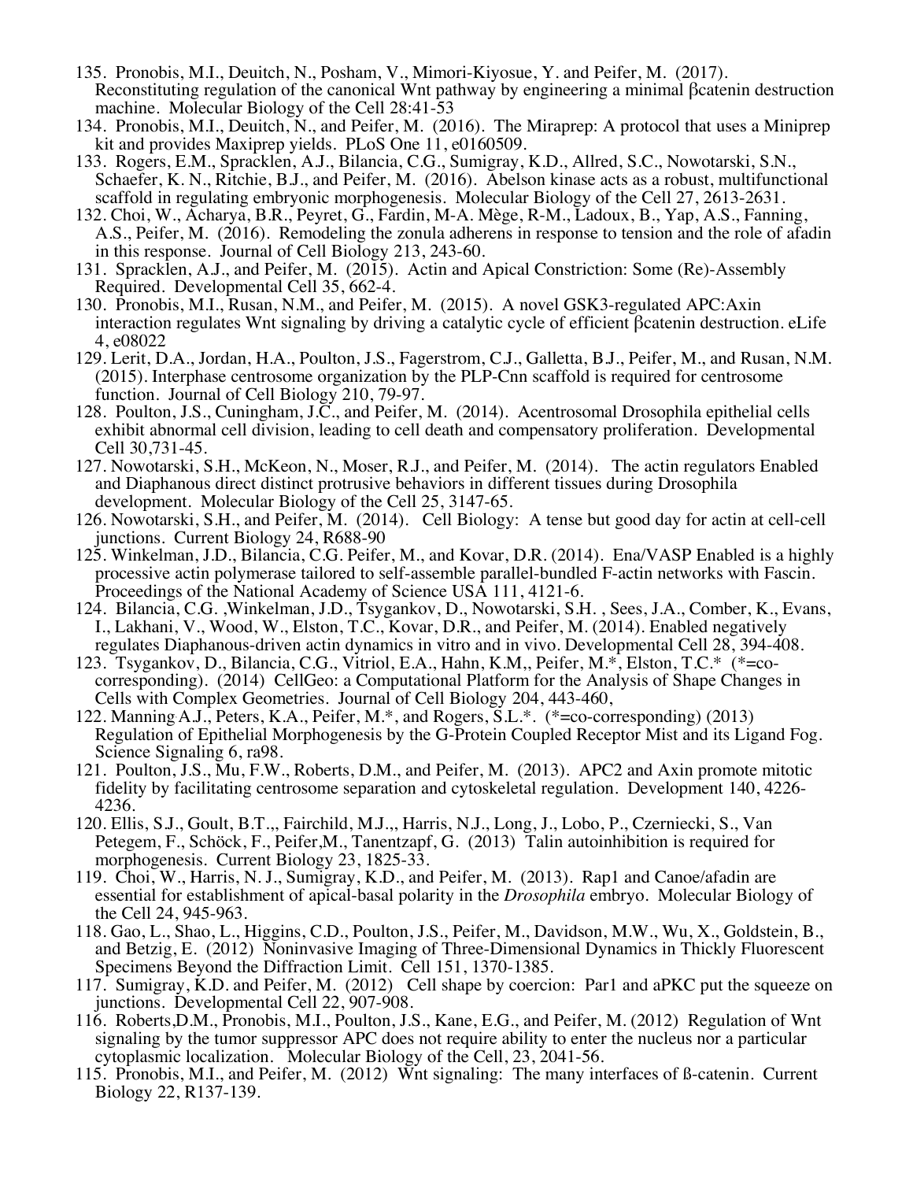135. Pronobis, M.I., Deuitch, N., Posham, V., Mimori-Kiyosue, Y. and Peifer, M. (2017). Reconstituting regulation of the canonical Wnt pathway by engineering a minimal βcatenin destruction machine. Molecular Biology of the Cell 28:41-53

134. Pronobis, M.I., Deuitch, N., and Peifer, M. (2016). The Miraprep: A protocol that uses a Miniprep kit and provides Maxiprep yields. PLoS One 11, e0160509.

133. Rogers, E.M., Spracklen, A.J., Bilancia, C.G., Sumigray, K.D., Allred, S.C., Nowotarski, S.N., Schaefer, K. N., Ritchie, B.J., and Peifer, M. (2016). Abelson kinase acts as a robust, multifunctional scaffold in regulating embryonic morphogenesis. Molecular Biology of the Cell 27, 2613-2631.

132. Choi, W., Acharya, B.R., Peyret, G., Fardin, M-A. Mège, R-M., Ladoux, B., Yap, A.S., Fanning, A.S., Peifer, M. (2016). Remodeling the zonula adherens in response to tension and the role of afadin in this response. Journal of Cell Biology 213, 243-60.

131. Spracklen, A.J., and Peifer, M. (2015). Actin and Apical Constriction: Some (Re)-Assembly Required. Developmental Cell 35, 662-4.

130. Pronobis, M.I., Rusan, N.M., and Peifer, M. (2015). A novel GSK3-regulated APC:Axin interaction regulates Wnt signaling by driving a catalytic cycle of efficient βcatenin destruction. eLife 4, e08022

129. Lerit, D.A., Jordan, H.A., Poulton, J.S., Fagerstrom, C.J., Galletta, B.J., Peifer, M., and Rusan, N.M. (2015). Interphase centrosome organization by the PLP-Cnn scaffold is required for centrosome function. Journal of Cell Biology 210, 79-97.

128. Poulton, J.S., Cuningham, J.C., and Peifer, M. (2014). Acentrosomal Drosophila epithelial cells exhibit abnormal cell division, leading to cell death and compensatory proliferation. Developmental Cell 30,731-45.

127. Nowotarski, S.H., McKeon, N., Moser, R.J., and Peifer, M. (2014). The actin regulators Enabled and Diaphanous direct distinct protrusive behaviors in different tissues during Drosophila development. Molecular Biology of the Cell 25, 3147-65.

126. Nowotarski, S.H., and Peifer, M. (2014). Cell Biology: A tense but good day for actin at cell-cell junctions. Current Biology 24, R688-90

125. Winkelman, J.D., Bilancia, C.G. Peifer, M., and Kovar, D.R. (2014). Ena/VASP Enabled is a highly processive actin polymerase tailored to self-assemble parallel-bundled F-actin networks with Fascin. Proceedings of the National Academy of Science USA 111, 4121-6.

124. Bilancia, C.G. ,Winkelman, J.D., Tsygankov, D., Nowotarski, S.H. , Sees, J.A., Comber, K., Evans, I., Lakhani, V., Wood, W., Elston, T.C., Kovar, D.R., and Peifer, M. (2014). Enabled negatively regulates Diaphanous-driven actin dynamics in vitro and in vivo. Developmental Cell 28, 394-408.

123. Tsygankov, D., Bilancia, C.G., Vitriol, E.A., Hahn, K.M,, Peifer, M.*, Elston, T.C.* (*=co-corresponding). (2014) CellGeo: a Computational Platform for the Analysis of Shape Changes in Cells with Complex Geometries. Journal of Cell Biology 204, 443-460,

122. Manning A.J., Peters, K.A., Peifer, M.*, and Rogers, S.L.*. (*=co-corresponding) (2013) Regulation of Epithelial Morphogenesis by the G-Protein Coupled Receptor Mist and its Ligand Fog. Science Signaling 6, ra98.

121. Poulton, J.S., Mu, F.W., Roberts, D.M., and Peifer, M. (2013). APC2 and Axin promote mitotic fidelity by facilitating centrosome separation and cytoskeletal regulation. Development 140, 4226-4236.

120. Ellis, S.J., Goult, B.T.,, Fairchild, M.J.,, Harris, N.J., Long, J., Lobo, P., Czerniecki, S., Van Petegem, F., Schöck, F., Peifer,M., Tanentzapf, G. (2013) Talin autoinhibition is required for morphogenesis. Current Biology 23, 1825-33.

119. Choi, W., Harris, N. J., Sumigray, K.D., and Peifer, M. (2013). Rap1 and Canoe/afadin are essential for establishment of apical-basal polarity in the *Drosophila* embryo. Molecular Biology of the Cell 24, 945-963.

118. Gao, L., Shao, L., Higgins, C.D., Poulton, J.S., Peifer, M., Davidson, M.W., Wu, X., Goldstein, B., and Betzig, E. (2012) Noninvasive Imaging of Three-Dimensional Dynamics in Thickly Fluorescent Specimens Beyond the Diffraction Limit. Cell 151, 1370-1385.

117. Sumigray, K.D. and Peifer, M. (2012) Cell shape by coercion: Par1 and aPKC put the squeeze on junctions. Developmental Cell 22, 907-908.

116. Roberts,D.M., Pronobis, M.I., Poulton, J.S., Kane, E.G., and Peifer, M. (2012) Regulation of Wnt signaling by the tumor suppressor APC does not require ability to enter the nucleus nor a particular cytoplasmic localization. Molecular Biology of the Cell, 23, 2041-56.

115. Pronobis, M.I., and Peifer, M. (2012) Wnt signaling: The many interfaces of ß-catenin. Current Biology 22, R137-139.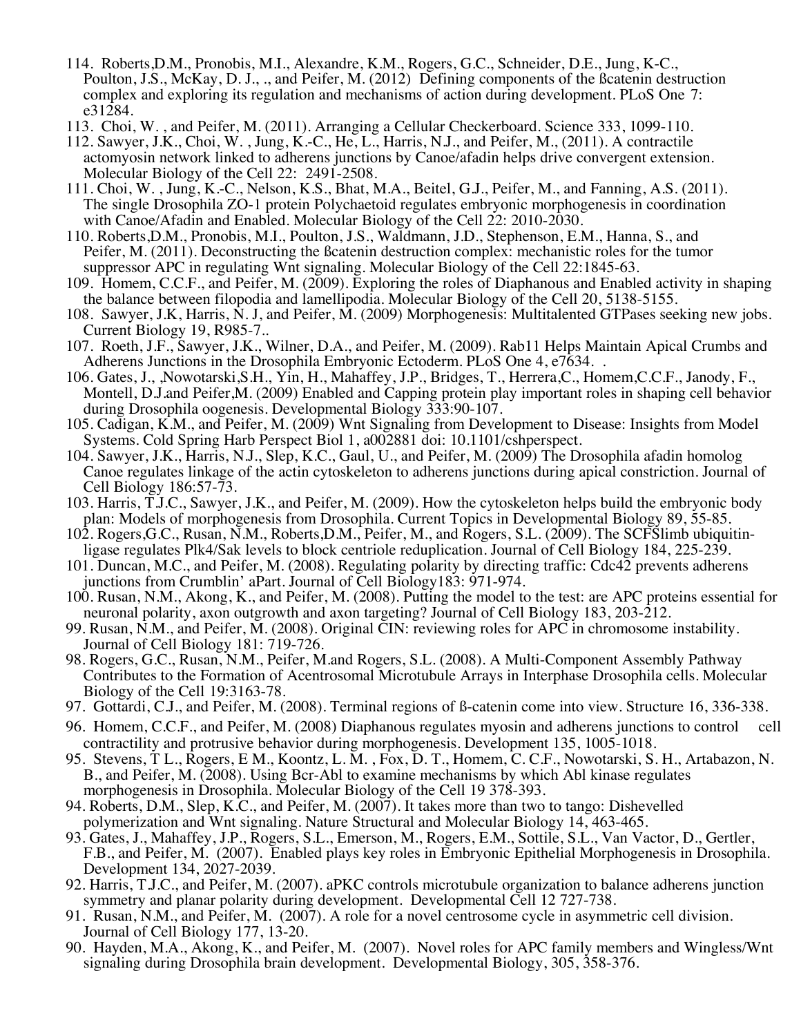114. Roberts,D.M., Pronobis, M.I., Alexandre, K.M., Rogers, G.C., Schneider, D.E., Jung, K-C., Poulton, J.S., McKay, D. J., ., and Peifer, M. (2012) Defining components of the ßcatenin destruction complex and exploring its regulation and mechanisms of action during development. PLoS One 7: e31284.

113. Choi, W. , and Peifer, M. (2011). Arranging a Cellular Checkerboard. Science 333, 1099-110.

112. Sawyer, J.K., Choi, W. , Jung, K.-C., He, L., Harris, N.J., and Peifer, M., (2011). A contractile actomyosin network linked to adherens junctions by Canoe/afadin helps drive convergent extension. Molecular Biology of the Cell 22: 2491-2508.

111. Choi, W. , Jung, K.-C., Nelson, K.S., Bhat, M.A., Beitel, G.J., Peifer, M., and Fanning, A.S. (2011). The single Drosophila ZO-1 protein Polychaetoid regulates embryonic morphogenesis in coordination with Canoe/Afadin and Enabled. Molecular Biology of the Cell 22: 2010-2030.

110. Roberts,D.M., Pronobis, M.I., Poulton, J.S., Waldmann, J.D., Stephenson, E.M., Hanna, S., and Peifer, M. (2011). Deconstructing the ßcatenin destruction complex: mechanistic roles for the tumor suppressor APC in regulating Wnt signaling. Molecular Biology of the Cell 22:1845-63.

109. Homem, C.C.F., and Peifer, M. (2009). Exploring the roles of Diaphanous and Enabled activity in shaping the balance between filopodia and lamellipodia. Molecular Biology of the Cell 20, 5138-5155.

108. Sawyer, J.K, Harris, N. J, and Peifer, M. (2009) Morphogenesis: Multitalented GTPases seeking new jobs. Current Biology 19, R985-7..

107. Roeth, J.F., Sawyer, J.K., Wilner, D.A., and Peifer, M. (2009). Rab11 Helps Maintain Apical Crumbs and Adherens Junctions in the Drosophila Embryonic Ectoderm. PLoS One 4, e7634. .

106. Gates, J., ,Nowotarski,S.H., Yin, H., Mahaffey, J.P., Bridges, T., Herrera,C., Homem,C.C.F., Janody, F., Montell, D.J.and Peifer,M. (2009) Enabled and Capping protein play important roles in shaping cell behavior during Drosophila oogenesis. Developmental Biology 333:90-107.

105. Cadigan, K.M., and Peifer, M. (2009) Wnt Signaling from Development to Disease: Insights from Model Systems. Cold Spring Harb Perspect Biol 1, a002881 doi: 10.1101/cshperspect.

104. Sawyer, J.K., Harris, N.J., Slep, K.C., Gaul, U., and Peifer, M. (2009) The Drosophila afadin homolog Canoe regulates linkage of the actin cytoskeleton to adherens junctions during apical constriction. Journal of Cell Biology 186:57-73.

103. Harris, T.J.C., Sawyer, J.K., and Peifer, M. (2009). How the cytoskeleton helps build the embryonic body plan: Models of morphogenesis from Drosophila. Current Topics in Developmental Biology 89, 55-85.

102. Rogers,G.C., Rusan, N.M., Roberts,D.M., Peifer, M., and Rogers, S.L. (2009). The SCFSlimb ubiquitin-ligase regulates Plk4/Sak levels to block centriole reduplication. Journal of Cell Biology 184, 225-239.

101. Duncan, M.C., and Peifer, M. (2008). Regulating polarity by directing traffic: Cdc42 prevents adherens junctions from Crumblin' aPart. Journal of Cell Biology183: 971-974.

100. Rusan, N.M., Akong, K., and Peifer, M. (2008). Putting the model to the test: are APC proteins essential for neuronal polarity, axon outgrowth and axon targeting? Journal of Cell Biology 183, 203-212.

99. Rusan, N.M., and Peifer, M. (2008). Original CIN: reviewing roles for APC in chromosome instability. Journal of Cell Biology 181: 719-726.

98. Rogers, G.C., Rusan, N.M., Peifer, M.and Rogers, S.L. (2008). A Multi-Component Assembly Pathway Contributes to the Formation of Acentrosomal Microtubule Arrays in Interphase Drosophila cells. Molecular Biology of the Cell 19:3163-78.

97. Gottardi, C.J., and Peifer, M. (2008). Terminal regions of ß-catenin come into view. Structure 16, 336-338.

96. Homem, C.C.F., and Peifer, M. (2008) Diaphanous regulates myosin and adherens junctions to control cell contractility and protrusive behavior during morphogenesis. Development 135, 1005-1018.

95. Stevens, T L., Rogers, E M., Koontz, L. M. , Fox, D. T., Homem, C. C.F., Nowotarski, S. H., Artabazon, N. B., and Peifer, M. (2008). Using Bcr-Abl to examine mechanisms by which Abl kinase regulates morphogenesis in Drosophila. Molecular Biology of the Cell 19 378-393.

94. Roberts, D.M., Slep, K.C., and Peifer, M. (2007). It takes more than two to tango: Dishevelled polymerization and Wnt signaling. Nature Structural and Molecular Biology 14, 463-465.

93. Gates, J., Mahaffey, J.P., Rogers, S.L., Emerson, M., Rogers, E.M., Sottile, S.L., Van Vactor, D., Gertler, F.B., and Peifer, M. (2007). Enabled plays key roles in Embryonic Epithelial Morphogenesis in Drosophila. Development 134, 2027-2039.

92. Harris, T.J.C., and Peifer, M. (2007). aPKC controls microtubule organization to balance adherens junction symmetry and planar polarity during development. Developmental Cell 12 727-738.

91. Rusan, N.M., and Peifer, M. (2007). A role for a novel centrosome cycle in asymmetric cell division. Journal of Cell Biology 177, 13-20.

90. Hayden, M.A., Akong, K., and Peifer, M. (2007). Novel roles for APC family members and Wingless/Wnt signaling during Drosophila brain development. Developmental Biology, 305, 358-376.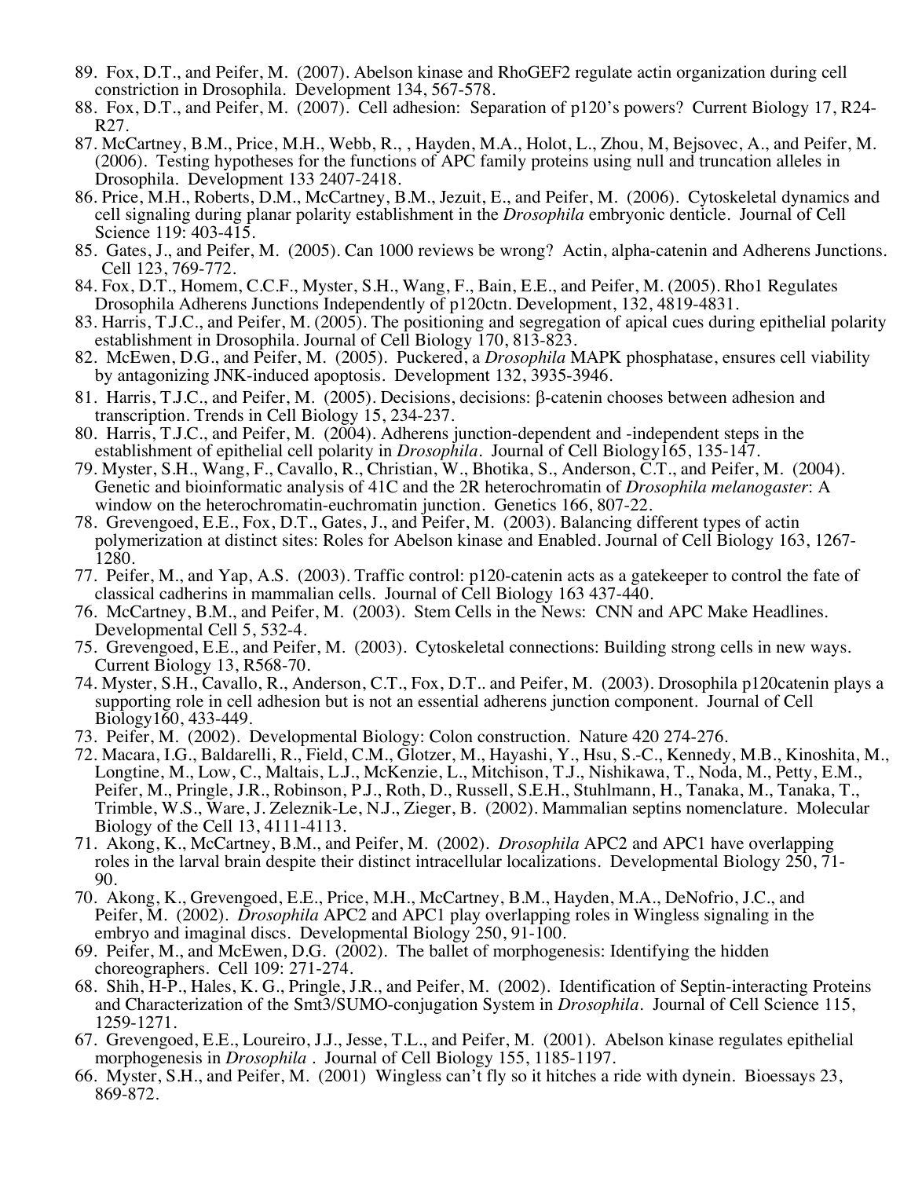89. Fox, D.T., and Peifer, M. (2007). Abelson kinase and RhoGEF2 regulate actin organization during cell constriction in Drosophila. Development 134, 567-578.

88. Fox, D.T., and Peifer, M. (2007). Cell adhesion: Separation of p120's powers? Current Biology 17, R24-R27.

87. McCartney, B.M., Price, M.H., Webb, R., , Hayden, M.A., Holot, L., Zhou, M, Bejsovec, A., and Peifer, M. (2006). Testing hypotheses for the functions of APC family proteins using null and truncation alleles in Drosophila. Development 133 2407-2418.

86. Price, M.H., Roberts, D.M., McCartney, B.M., Jezuit, E., and Peifer, M. (2006). Cytoskeletal dynamics and cell signaling during planar polarity establishment in the *Drosophila* embryonic denticle. Journal of Cell Science 119: 403-415.

85. Gates, J., and Peifer, M. (2005). Can 1000 reviews be wrong? Actin, alpha-catenin and Adherens Junctions. Cell 123, 769-772.

84. Fox, D.T., Homem, C.C.F., Myster, S.H., Wang, F., Bain, E.E., and Peifer, M. (2005). Rho1 Regulates Drosophila Adherens Junctions Independently of p120ctn. Development, 132, 4819-4831.

83. Harris, T.J.C., and Peifer, M. (2005). The positioning and segregation of apical cues during epithelial polarity establishment in Drosophila. Journal of Cell Biology 170, 813-823.

82. McEwen, D.G., and Peifer, M. (2005). Puckered, a *Drosophila* MAPK phosphatase, ensures cell viability by antagonizing JNK-induced apoptosis. Development 132, 3935-3946.

81. Harris, T.J.C., and Peifer, M. (2005). Decisions, decisions: β-catenin chooses between adhesion and transcription. Trends in Cell Biology 15, 234-237.

80. Harris, T.J.C., and Peifer, M. (2004). Adherens junction-dependent and -independent steps in the establishment of epithelial cell polarity in *Drosophila*. Journal of Cell Biology165, 135-147.

79. Myster, S.H., Wang, F., Cavallo, R., Christian, W., Bhotika, S., Anderson, C.T., and Peifer, M. (2004). Genetic and bioinformatic analysis of 41C and the 2R heterochromatin of *Drosophila melanogaster*: A window on the heterochromatin-euchromatin junction. Genetics 166, 807-22.

78. Grevengoed, E.E., Fox, D.T., Gates, J., and Peifer, M. (2003). Balancing different types of actin polymerization at distinct sites: Roles for Abelson kinase and Enabled. Journal of Cell Biology 163, 1267-1280.

77. Peifer, M., and Yap, A.S. (2003). Traffic control: p120-catenin acts as a gatekeeper to control the fate of classical cadherins in mammalian cells. Journal of Cell Biology 163 437-440.

76. McCartney, B.M., and Peifer, M. (2003). Stem Cells in the News: CNN and APC Make Headlines. Developmental Cell 5, 532-4.

75. Grevengoed, E.E., and Peifer, M. (2003). Cytoskeletal connections: Building strong cells in new ways. Current Biology 13, R568-70.

74. Myster, S.H., Cavallo, R., Anderson, C.T., Fox, D.T.. and Peifer, M. (2003). Drosophila p120catenin plays a supporting role in cell adhesion but is not an essential adherens junction component. Journal of Cell Biology160, 433-449.

73. Peifer, M. (2002). Developmental Biology: Colon construction. Nature 420 274-276.

72. Macara, I.G., Baldarelli, R., Field, C.M., Glotzer, M., Hayashi, Y., Hsu, S.-C., Kennedy, M.B., Kinoshita, M., Longtine, M., Low, C., Maltais, L.J., McKenzie, L., Mitchison, T.J., Nishikawa, T., Noda, M., Petty, E.M., Peifer, M., Pringle, J.R., Robinson, P.J., Roth, D., Russell, S.E.H., Stuhlmann, H., Tanaka, M., Tanaka, T., Trimble, W.S., Ware, J. Zeleznik-Le, N.J., Zieger, B. (2002). Mammalian septins nomenclature. Molecular Biology of the Cell 13, 4111-4113.

71. Akong, K., McCartney, B.M., and Peifer, M. (2002). *Drosophila* APC2 and APC1 have overlapping roles in the larval brain despite their distinct intracellular localizations. Developmental Biology 250, 71-90.

70. Akong, K., Grevengoed, E.E., Price, M.H., McCartney, B.M., Hayden, M.A., DeNofrio, J.C., and Peifer, M. (2002). *Drosophila* APC2 and APC1 play overlapping roles in Wingless signaling in the embryo and imaginal discs. Developmental Biology 250, 91-100.

69. Peifer, M., and McEwen, D.G. (2002). The ballet of morphogenesis: Identifying the hidden choreographers. Cell 109: 271-274.

68. Shih, H-P., Hales, K. G., Pringle, J.R., and Peifer, M. (2002). Identification of Septin-interacting Proteins and Characterization of the Smt3/SUMO-conjugation System in *Drosophila*. Journal of Cell Science 115, 1259-1271.

67. Grevengoed, E.E., Loureiro, J.J., Jesse, T.L., and Peifer, M. (2001). Abelson kinase regulates epithelial morphogenesis in *Drosophila* . Journal of Cell Biology 155, 1185-1197.

66. Myster, S.H., and Peifer, M. (2001) Wingless can't fly so it hitches a ride with dynein. Bioessays 23, 869-872.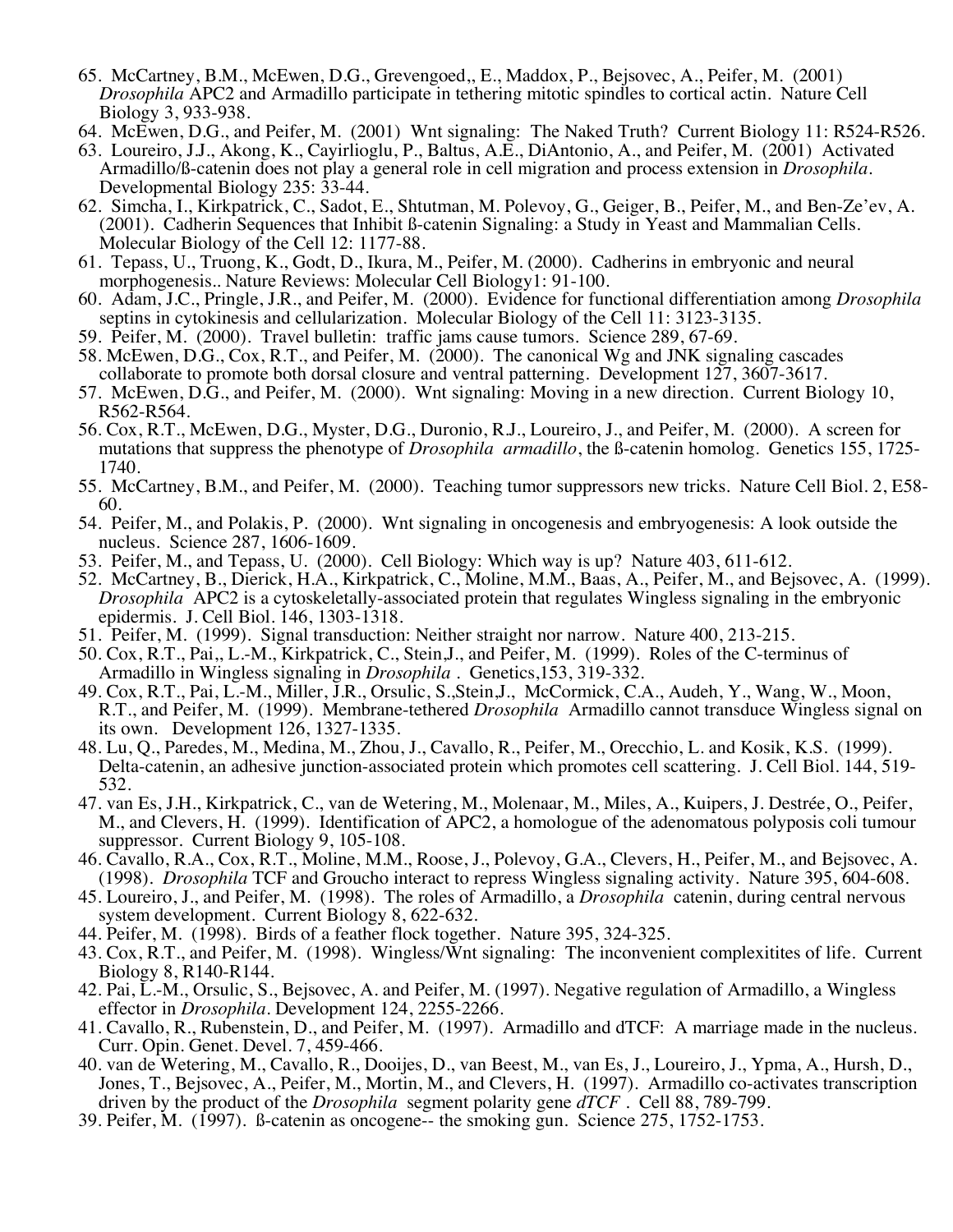65. McCartney, B.M., McEwen, D.G., Grevengoed,, E., Maddox, P., Bejsovec, A., Peifer, M. (2001) *Drosophila* APC2 and Armadillo participate in tethering mitotic spindles to cortical actin. Nature Cell Biology 3, 933-938.
64. McEwen, D.G., and Peifer, M. (2001) Wnt signaling: The Naked Truth? Current Biology 11: R524-R526.
63. Loureiro, J.J., Akong, K., Cayirlioglu, P., Baltus, A.E., DiAntonio, A., and Peifer, M. (2001) Activated Armadillo/ß-catenin does not play a general role in cell migration and process extension in *Drosophila*. Developmental Biology 235: 33-44.
62. Simcha, I., Kirkpatrick, C., Sadot, E., Shtutman, M. Polevoy, G., Geiger, B., Peifer, M., and Ben-Ze'ev, A. (2001). Cadherin Sequences that Inhibit ß-catenin Signaling: a Study in Yeast and Mammalian Cells. Molecular Biology of the Cell 12: 1177-88.
61. Tepass, U., Truong, K., Godt, D., Ikura, M., Peifer, M. (2000). Cadherins in embryonic and neural morphogenesis.. Nature Reviews: Molecular Cell Biology1: 91-100.
60. Adam, J.C., Pringle, J.R., and Peifer, M. (2000). Evidence for functional differentiation among *Drosophila* septins in cytokinesis and cellularization. Molecular Biology of the Cell 11: 3123-3135.
59. Peifer, M. (2000). Travel bulletin: traffic jams cause tumors. Science 289, 67-69.
58. McEwen, D.G., Cox, R.T., and Peifer, M. (2000). The canonical Wg and JNK signaling cascades collaborate to promote both dorsal closure and ventral patterning. Development 127, 3607-3617.
57. McEwen, D.G., and Peifer, M. (2000). Wnt signaling: Moving in a new direction. Current Biology 10, R562-R564.
56. Cox, R.T., McEwen, D.G., Myster, D.G., Duronio, R.J., Loureiro, J., and Peifer, M. (2000). A screen for mutations that suppress the phenotype of *Drosophila armadillo*, the ß-catenin homolog. Genetics 155, 1725-1740.
55. McCartney, B.M., and Peifer, M. (2000). Teaching tumor suppressors new tricks. Nature Cell Biol. 2, E58-60.
54. Peifer, M., and Polakis, P. (2000). Wnt signaling in oncogenesis and embryogenesis: A look outside the nucleus. Science 287, 1606-1609.
53. Peifer, M., and Tepass, U. (2000). Cell Biology: Which way is up? Nature 403, 611-612.
52. McCartney, B., Dierick, H.A., Kirkpatrick, C., Moline, M.M., Baas, A., Peifer, M., and Bejsovec, A. (1999). *Drosophila* APC2 is a cytoskeletally-associated protein that regulates Wingless signaling in the embryonic epidermis. J. Cell Biol. 146, 1303-1318.
51. Peifer, M. (1999). Signal transduction: Neither straight nor narrow. Nature 400, 213-215.
50. Cox, R.T., Pai,, L.-M., Kirkpatrick, C., Stein,J., and Peifer, M. (1999). Roles of the C-terminus of Armadillo in Wingless signaling in *Drosophila* . Genetics,153, 319-332.
49. Cox, R.T., Pai, L.-M., Miller, J.R., Orsulic, S.,Stein,J., McCormick, C.A., Audeh, Y., Wang, W., Moon, R.T., and Peifer, M. (1999). Membrane-tethered *Drosophila* Armadillo cannot transduce Wingless signal on its own. Development 126, 1327-1335.
48. Lu, Q., Paredes, M., Medina, M., Zhou, J., Cavallo, R., Peifer, M., Orecchio, L. and Kosik, K.S. (1999). Delta-catenin, an adhesive junction-associated protein which promotes cell scattering. J. Cell Biol. 144, 519-532.
47. van Es, J.H., Kirkpatrick, C., van de Wetering, M., Molenaar, M., Miles, A., Kuipers, J. Destrée, O., Peifer, M., and Clevers, H. (1999). Identification of APC2, a homologue of the adenomatous polyposis coli tumour suppressor. Current Biology 9, 105-108.
46. Cavallo, R.A., Cox, R.T., Moline, M.M., Roose, J., Polevoy, G.A., Clevers, H., Peifer, M., and Bejsovec, A. (1998). *Drosophila* TCF and Groucho interact to repress Wingless signaling activity. Nature 395, 604-608.
45. Loureiro, J., and Peifer, M. (1998). The roles of Armadillo, a *Drosophila* catenin, during central nervous system development. Current Biology 8, 622-632.
44. Peifer, M. (1998). Birds of a feather flock together. Nature 395, 324-325.
43. Cox, R.T., and Peifer, M. (1998). Wingless/Wnt signaling: The inconvenient complexitites of life. Current Biology 8, R140-R144.
42. Pai, L.-M., Orsulic, S., Bejsovec, A. and Peifer, M. (1997). Negative regulation of Armadillo, a Wingless effector in *Drosophila*. Development 124, 2255-2266.
41. Cavallo, R., Rubenstein, D., and Peifer, M. (1997). Armadillo and dTCF: A marriage made in the nucleus. Curr. Opin. Genet. Devel. 7, 459-466.
40. van de Wetering, M., Cavallo, R., Dooijes, D., van Beest, M., van Es, J., Loureiro, J., Ypma, A., Hursh, D., Jones, T., Bejsovec, A., Peifer, M., Mortin, M., and Clevers, H. (1997). Armadillo co-activates transcription driven by the product of the *Drosophila* segment polarity gene *dTCF* . Cell 88, 789-799.
39. Peifer, M. (1997). ß-catenin as oncogene-- the smoking gun. Science 275, 1752-1753.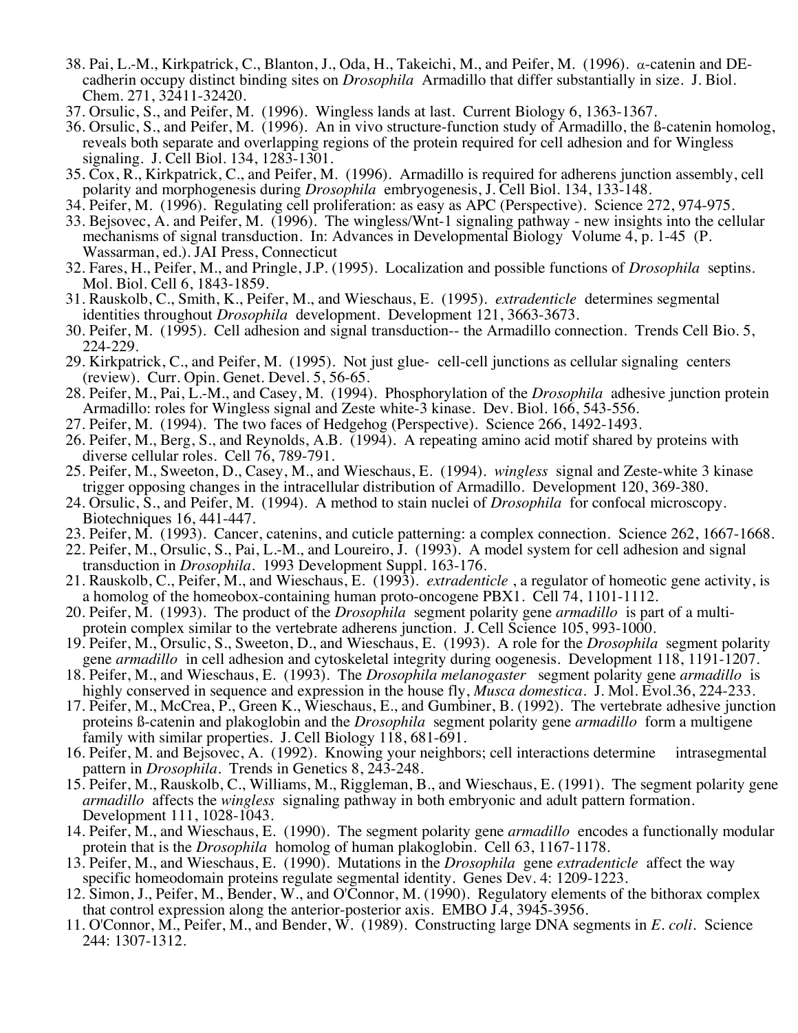38. Pai, L.-M., Kirkpatrick, C., Blanton, J., Oda, H., Takeichi, M., and Peifer, M. (1996). α-catenin and DE-cadherin occupy distinct binding sites on *Drosophila* Armadillo that differ substantially in size. J. Biol. Chem. 271, 32411-32420.
37. Orsulic, S., and Peifer, M. (1996). Wingless lands at last. Current Biology 6, 1363-1367.
36. Orsulic, S., and Peifer, M. (1996). An in vivo structure-function study of Armadillo, the ß-catenin homolog, reveals both separate and overlapping regions of the protein required for cell adhesion and for Wingless signaling. J. Cell Biol. 134, 1283-1301.
35. Cox, R., Kirkpatrick, C., and Peifer, M. (1996). Armadillo is required for adherens junction assembly, cell polarity and morphogenesis during *Drosophila* embryogenesis, J. Cell Biol. 134, 133-148.
34. Peifer, M. (1996). Regulating cell proliferation: as easy as APC (Perspective). Science 272, 974-975.
33. Bejsovec, A. and Peifer, M. (1996). The wingless/Wnt-1 signaling pathway - new insights into the cellular mechanisms of signal transduction. In: Advances in Developmental Biology Volume 4, p. 1-45 (P. Wassarman, ed.). JAI Press, Connecticut
32. Fares, H., Peifer, M., and Pringle, J.P. (1995). Localization and possible functions of *Drosophila* septins. Mol. Biol. Cell 6, 1843-1859.
31. Rauskolb, C., Smith, K., Peifer, M., and Wieschaus, E. (1995). *extradenticle* determines segmental identities throughout *Drosophila* development. Development 121, 3663-3673.
30. Peifer, M. (1995). Cell adhesion and signal transduction-- the Armadillo connection. Trends Cell Bio. 5, 224-229.
29. Kirkpatrick, C., and Peifer, M. (1995). Not just glue- cell-cell junctions as cellular signaling centers (review). Curr. Opin. Genet. Devel. 5, 56-65.
28. Peifer, M., Pai, L.-M., and Casey, M. (1994). Phosphorylation of the *Drosophila* adhesive junction protein Armadillo: roles for Wingless signal and Zeste white-3 kinase. Dev. Biol. 166, 543-556.
27. Peifer, M. (1994). The two faces of Hedgehog (Perspective). Science 266, 1492-1493.
26. Peifer, M., Berg, S., and Reynolds, A.B. (1994). A repeating amino acid motif shared by proteins with diverse cellular roles. Cell 76, 789-791.
25. Peifer, M., Sweeton, D., Casey, M., and Wieschaus, E. (1994). *wingless* signal and Zeste-white 3 kinase trigger opposing changes in the intracellular distribution of Armadillo. Development 120, 369-380.
24. Orsulic, S., and Peifer, M. (1994). A method to stain nuclei of *Drosophila* for confocal microscopy. Biotechniques 16, 441-447.
23. Peifer, M. (1993). Cancer, catenins, and cuticle patterning: a complex connection. Science 262, 1667-1668.
22. Peifer, M., Orsulic, S., Pai, L.-M., and Loureiro, J. (1993). A model system for cell adhesion and signal transduction in *Drosophila*. 1993 Development Suppl. 163-176.
21. Rauskolb, C., Peifer, M., and Wieschaus, E. (1993). *extradenticle* , a regulator of homeotic gene activity, is a homolog of the homeobox-containing human proto-oncogene PBX1. Cell 74, 1101-1112.
20. Peifer, M. (1993). The product of the *Drosophila* segment polarity gene *armadillo* is part of a multi-protein complex similar to the vertebrate adherens junction. J. Cell Science 105, 993-1000.
19. Peifer, M., Orsulic, S., Sweeton, D., and Wieschaus, E. (1993). A role for the *Drosophila* segment polarity gene *armadillo* in cell adhesion and cytoskeletal integrity during oogenesis. Development 118, 1191-1207.
18. Peifer, M., and Wieschaus, E. (1993). The *Drosophila melanogaster* segment polarity gene *armadillo* is highly conserved in sequence and expression in the house fly, *Musca domestica*. J. Mol. Evol.36, 224-233.
17. Peifer, M., McCrea, P., Green K., Wieschaus, E., and Gumbiner, B. (1992). The vertebrate adhesive junction proteins ß-catenin and plakoglobin and the *Drosophila* segment polarity gene *armadillo* form a multigene family with similar properties. J. Cell Biology 118, 681-691.
16. Peifer, M. and Bejsovec, A. (1992). Knowing your neighbors; cell interactions determine intrasegmental pattern in *Drosophila*. Trends in Genetics 8, 243-248.
15. Peifer, M., Rauskolb, C., Williams, M., Riggleman, B., and Wieschaus, E. (1991). The segment polarity gene *armadillo* affects the *wingless* signaling pathway in both embryonic and adult pattern formation. Development 111, 1028-1043.
14. Peifer, M., and Wieschaus, E. (1990). The segment polarity gene *armadillo* encodes a functionally modular protein that is the *Drosophila* homolog of human plakoglobin. Cell 63, 1167-1178.
13. Peifer, M., and Wieschaus, E. (1990). Mutations in the *Drosophila* gene *extradenticle* affect the way specific homeodomain proteins regulate segmental identity. Genes Dev. 4: 1209-1223.
12. Simon, J., Peifer, M., Bender, W., and O'Connor, M. (1990). Regulatory elements of the bithorax complex that control expression along the anterior-posterior axis. EMBO J.4, 3945-3956.
11. O'Connor, M., Peifer, M., and Bender, W. (1989). Constructing large DNA segments in *E. coli*. Science 244: 1307-1312.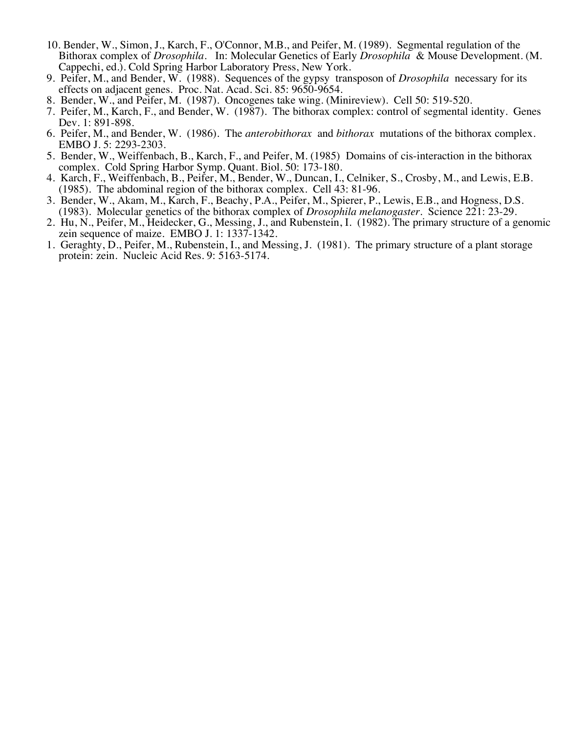10. Bender, W., Simon, J., Karch, F., O'Connor, M.B., and Peifer, M. (1989). Segmental regulation of the Bithorax complex of *Drosophila*. In: Molecular Genetics of Early *Drosophila* & Mouse Development. (M. Cappechi, ed.). Cold Spring Harbor Laboratory Press, New York.
9. Peifer, M., and Bender, W. (1988). Sequences of the gypsy transposon of *Drosophila* necessary for its effects on adjacent genes. Proc. Nat. Acad. Sci. 85: 9650-9654.
8. Bender, W., and Peifer, M. (1987). Oncogenes take wing. (Minireview). Cell 50: 519-520.
7. Peifer, M., Karch, F., and Bender, W. (1987). The bithorax complex: control of segmental identity. Genes Dev. 1: 891-898.
6. Peifer, M., and Bender, W. (1986). The *anterobithorax* and *bithorax* mutations of the bithorax complex. EMBO J. 5: 2293-2303.
5. Bender, W., Weiffenbach, B., Karch, F., and Peifer, M. (1985) Domains of cis-interaction in the bithorax complex. Cold Spring Harbor Symp. Quant. Biol. 50: 173-180.
4. Karch, F., Weiffenbach, B., Peifer, M., Bender, W., Duncan, I., Celniker, S., Crosby, M., and Lewis, E.B. (1985). The abdominal region of the bithorax complex. Cell 43: 81-96.
3. Bender, W., Akam, M., Karch, F., Beachy, P.A., Peifer, M., Spierer, P., Lewis, E.B., and Hogness, D.S. (1983). Molecular genetics of the bithorax complex of *Drosophila melanogaster*. Science 221: 23-29.
2. Hu, N., Peifer, M., Heidecker, G., Messing, J., and Rubenstein, I. (1982). The primary structure of a genomic zein sequence of maize. EMBO J. 1: 1337-1342.
1. Geraghty, D., Peifer, M., Rubenstein, I., and Messing, J. (1981). The primary structure of a plant storage protein: zein. Nucleic Acid Res. 9: 5163-5174.